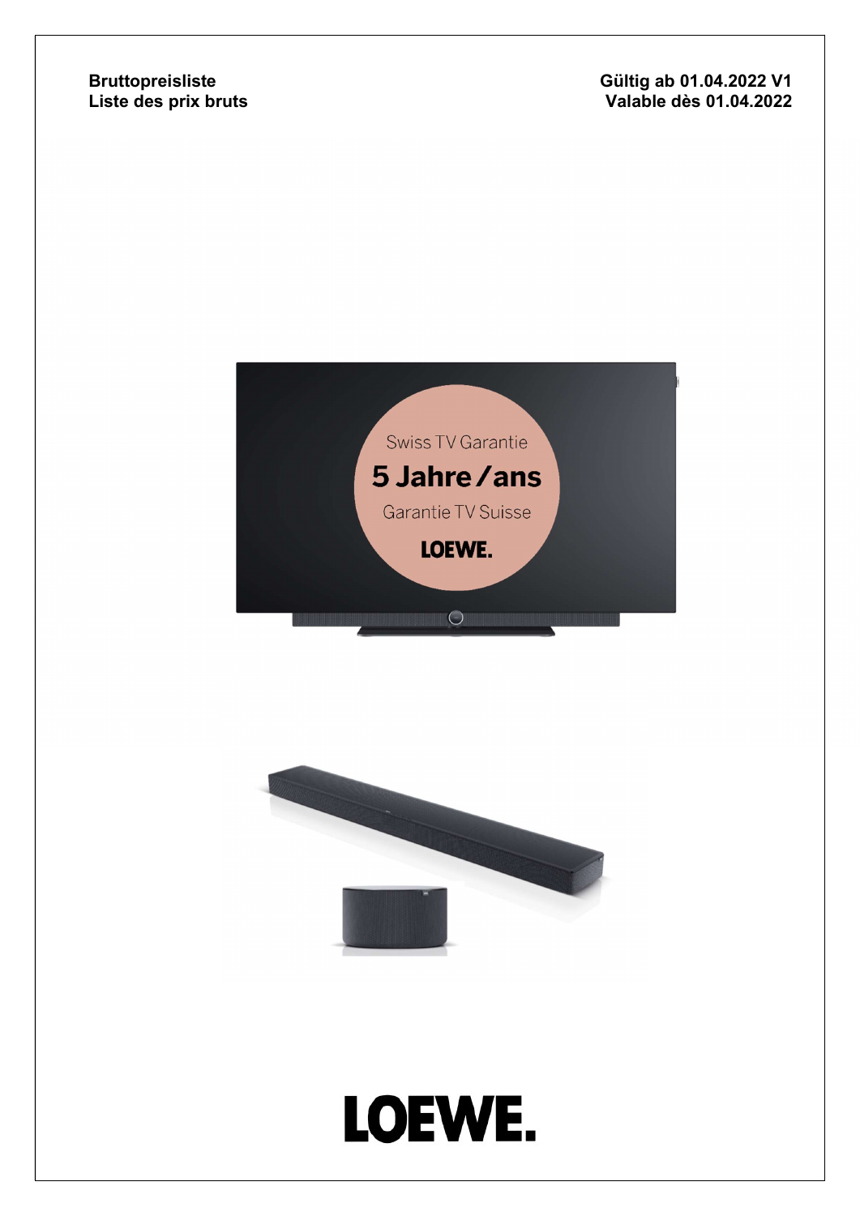**Bruttopreisliste**
**Liste des prix bruts**

**Gültig ab 01.04.2022 V1**
**Valable dès 01.04.2022**

Swiss TV Garantie

**5 Jahre / ans**

Garantie TV Suisse

LOEWE.

LOEWE.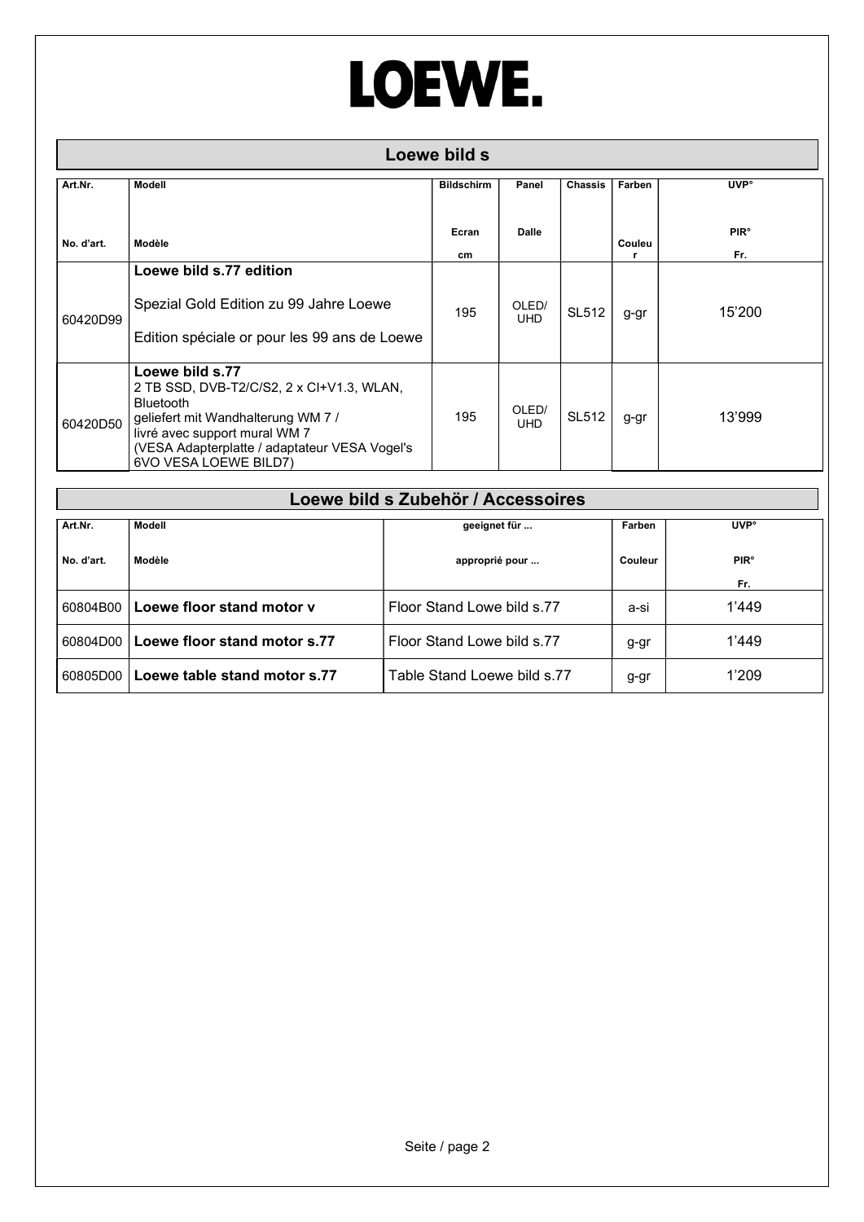# LOEWE.

## Loewe bild s

| Art.Nr.<br>No. d'art. | Modell<br>Modèle | Bildschirm<br>Ecran<br>cm | Panel<br>Dalle | Chassis | Farben<br>Couleur | UVP°<br>PIR°<br>Fr. |
|---|---|---|---|---|---|---|
| 60420D99 | **Loewe bild s.77 edition**<br>Spezial Gold Edition zu 99 Jahre Loewe<br>Edition spéciale or pour les 99 ans de Loewe | 195 | OLED/ UHD | SL512 | g-gr | 15'200 |
| 60420D50 | **Loewe bild s.77**<br>2 TB SSD, DVB-T2/C/S2, 2 x CI+V1.3, WLAN, Bluetooth<br>geliefert mit Wandhalterung WM 7 /<br>livré avec support mural WM 7<br>(VESA Adapterplatte / adaptateur VESA Vogel's 6VO VESA LOEWE BILD7) | 195 | OLED/ UHD | SL512 | g-gr | 13'999 |

## Loewe bild s Zubehör / Accessoires

| Art.Nr.<br>No. d'art. | Modell<br>Modèle | geeignet für ...<br>approprié pour ... | Farben<br>Couleur | UVP°<br>PIR°<br>Fr. |
|---|---|---|---|---|
| 60804B00 | **Loewe floor stand motor v** | Floor Stand Lowe bild s.77 | a-si | 1'449 |
| 60804D00 | **Loewe floor stand motor s.77** | Floor Stand Loewe bild s.77 | g-gr | 1'449 |
| 60805D00 | **Loewe table stand motor s.77** | Table Stand Loewe bild s.77 | g-gr | 1'209 |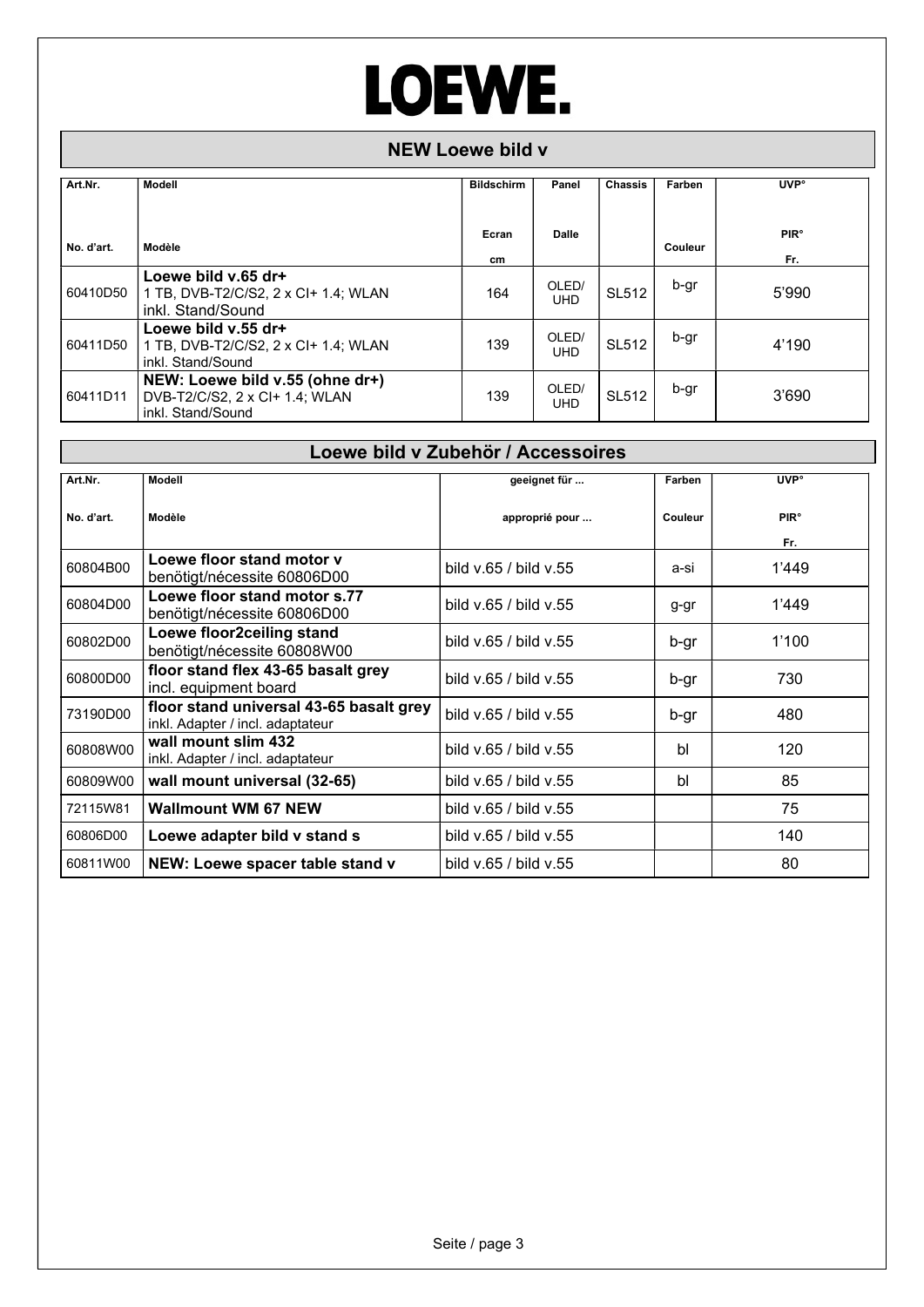# LOEWE.

## NEW Loewe bild v

| Art.Nr.<br>No. d'art. | Modell<br>Modèle | Bildschirm<br>Ecran<br>cm | Panel<br>Dalle | Chassis | Farben<br>Couleur | UVP°<br>PIR°<br>Fr. |
|---|---|---|---|---|---|---|
| 60410D50 | **Loewe bild v.65 dr+**<br>1 TB, DVB-T2/C/S2, 2 x CI+ 1.4; WLAN<br>inkl. Stand/Sound | 164 | OLED/<br>UHD | SL512 | b-gr | 5'990 |
| 60411D50 | **Loewe bild v.55 dr+**<br>1 TB, DVB-T2/C/S2, 2 x CI+ 1.4; WLAN<br>inkl. Stand/Sound | 139 | OLED/<br>UHD | SL512 | b-gr | 4'190 |
| 60411D11 | **NEW: Loewe bild v.55 (ohne dr+)**<br>DVB-T2/C/S2, 2 x CI+ 1.4; WLAN<br>inkl. Stand/Sound | 139 | OLED/<br>UHD | SL512 | b-gr | 3'690 |

## Loewe bild v Zubehör / Accessoires

| Art.Nr.<br>No. d'art. | Modell<br>Modèle | geeignet für ...<br>approprié pour ... | Farben<br>Couleur | UVP°<br>PIR°<br>Fr. |
|---|---|---|---|---|
| 60804B00 | **Loewe floor stand motor v**<br>benötigt/nécessite 60806D00 | bild v.65 / bild v.55 | a-si | 1'449 |
| 60804D00 | **Loewe floor stand motor s.77**<br>benötigt/nécessite 60806D00 | bild v.65 / bild v.55 | g-gr | 1'449 |
| 60802D00 | **Loewe floor2ceiling stand**<br>benötigt/nécessite 60808W00 | bild v.65 / bild v.55 | b-gr | 1'100 |
| 60800D00 | **floor stand flex 43-65 basalt grey**<br>incl. equipment board | bild v.65 / bild v.55 | b-gr | 730 |
| 73190D00 | **floor stand universal 43-65 basalt grey**<br>inkl. Adapter / incl. adaptateur | bild v.65 / bild v.55 | b-gr | 480 |
| 60808W00 | **wall mount slim 432**<br>inkl. Adapter / incl. adaptateur | bild v.65 / bild v.55 | bl | 120 |
| 60809W00 | **wall mount universal (32-65)** | bild v.65 / bild v.55 | bl | 85 |
| 72115W81 | **Wallmount WM 67 NEW** | bild v.65 / bild v.55 | | 75 |
| 60806D00 | **Loewe adapter bild v stand s** | bild v.65 / bild v.55 | | 140 |
| 60811W00 | **NEW: Loewe spacer table stand v** | bild v.65 / bild v.55 | | 80 |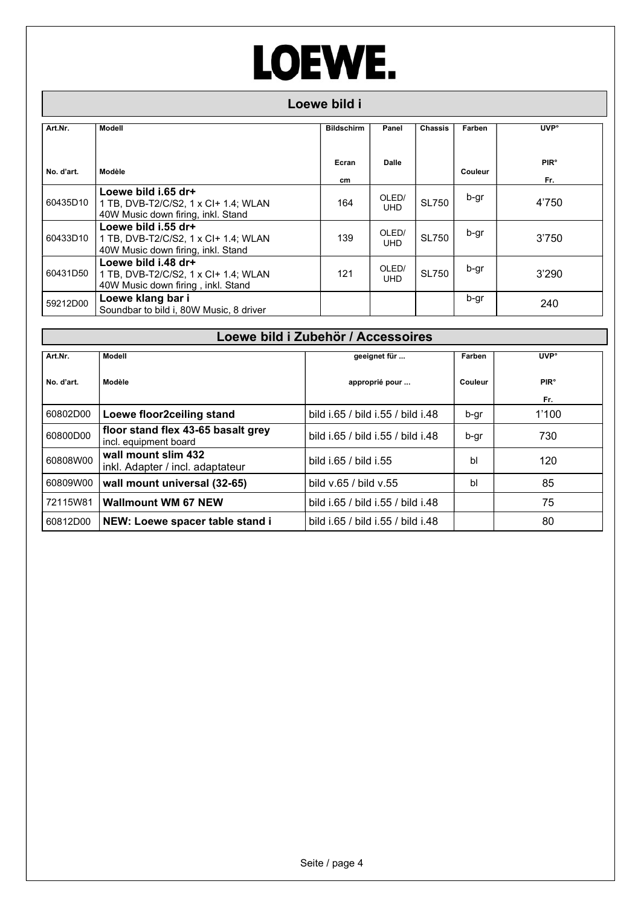# LOEWE.

## Loewe bild i

| Art.Nr.<br>No. d'art. | Modell<br>Modèle | Bildschirm<br>Ecran<br>cm | Panel<br>Dalle | Chassis | Farben<br>Couleur | UVP°<br>PIR°<br>Fr. |
|---|---|---|---|---|---|---|
| 60435D10 | **Loewe bild i.65 dr+**<br>1 TB, DVB-T2/C/S2, 1 x CI+ 1.4; WLAN<br>40W Music down firing, inkl. Stand | 164 | OLED/ UHD | SL750 | b-gr | 4'750 |
| 60433D10 | **Loewe bild i.55 dr+**<br>1 TB, DVB-T2/C/S2, 1 x CI+ 1.4; WLAN<br>40W Music down firing, inkl. Stand | 139 | OLED/ UHD | SL750 | b-gr | 3'750 |
| 60431D50 | **Loewe bild i.48 dr+**<br>1 TB, DVB-T2/C/S2, 1 x CI+ 1.4; WLAN<br>40W Music down firing , inkl. Stand | 121 | OLED/ UHD | SL750 | b-gr | 3'290 |
| 59212D00 | **Loewe klang bar i**<br>Soundbar to bild i, 80W Music, 8 driver | | | | b-gr | 240 |

## Loewe bild i Zubehör / Accessoires

| Art.Nr.<br>No. d'art. | Modell<br>Modèle | geeignet für ...<br>approprié pour ... | Farben<br>Couleur | UVP°<br>PIR°<br>Fr. |
|---|---|---|---|---|
| 60802D00 | **Loewe floor2ceiling stand** | bild i.65 / bild i.55 / bild i.48 | b-gr | 1'100 |
| 60800D00 | **floor stand flex 43-65 basalt grey**<br>incl. equipment board | bild i.65 / bild i.55 / bild i.48 | b-gr | 730 |
| 60808W00 | **wall mount slim 432**<br>inkl. Adapter / incl. adaptateur | bild i.65 / bild i.55 | bl | 120 |
| 60809W00 | **wall mount universal (32-65)** | bild v.65 / bild v.55 | bl | 85 |
| 72115W81 | **Wallmount WM 67 NEW** | bild i.65 / bild i.55 / bild i.48 | | 75 |
| 60812D00 | **NEW: Loewe spacer table stand i** | bild i.65 / bild i.55 / bild i.48 | | 80 |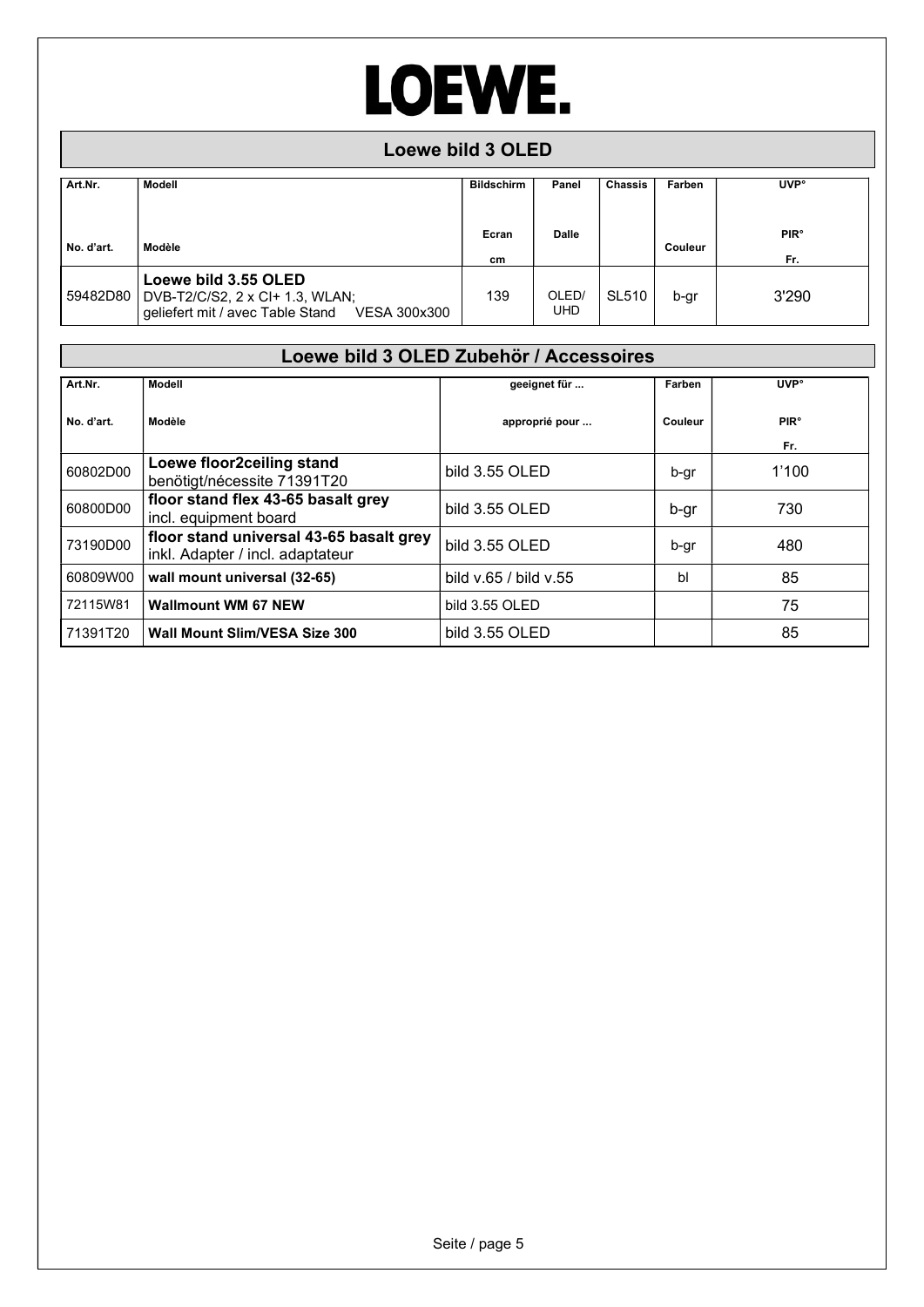# LOEWE.

## Loewe bild 3 OLED

| Art.Nr.<br>No. d'art. | Modell<br>Modèle | Bildschirm<br>Ecran<br>cm | Panel<br>Dalle | Chassis | Farben<br>Couleur | UVP°<br>PIR°<br>Fr. |
|---|---|---|---|---|---|---|
| 59482D80 | **Loewe bild 3.55 OLED**<br>DVB-T2/C/S2, 2 x CI+ 1.3, WLAN;<br>geliefert mit / avec Table Stand VESA 300x300 | 139 | OLED/ UHD | SL510 | b-gr | 3'290 |

## Loewe bild 3 OLED Zubehör / Accessoires

| Art.Nr.<br>No. d'art. | Modell<br>Modèle | geeignet für ...<br>approprié pour ... | Farben<br>Couleur | UVP°<br>PIR°<br>Fr. |
|---|---|---|---|---|
| 60802D00 | **Loewe floor2ceiling stand**<br>benötigt/nécessite 71391T20 | bild 3.55 OLED | b-gr | 1'100 |
| 60800D00 | **floor stand flex 43-65 basalt grey**<br>incl. equipment board | bild 3.55 OLED | b-gr | 730 |
| 73190D00 | **floor stand universal 43-65 basalt grey**<br>inkl. Adapter / incl. adaptateur | bild 3.55 OLED | b-gr | 480 |
| 60809W00 | **wall mount universal (32-65)** | bild v.65 / bild v.55 | bl | 85 |
| 72115W81 | **Wallmount WM 67 NEW** | bild 3.55 OLED | | 75 |
| 71391T20 | **Wall Mount Slim/VESA Size 300** | bild 3.55 OLED | | 85 |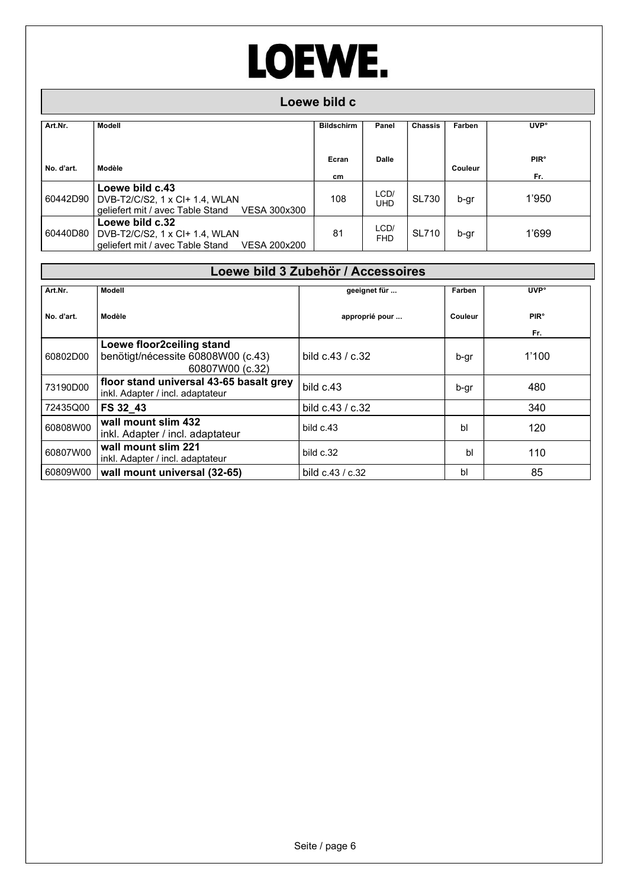# LOEWE.

## Loewe bild c

| Art.Nr. / No. d'art. | Modell / Modèle | Bildschirm / Ecran cm | Panel / Dalle | Chassis | Farben / Couleur | UVP° / PIR° Fr. |
|---|---|---|---|---|---|---|
| 60442D90 | **Loewe bild c.43**<br>DVB-T2/C/S2, 1 x CI+ 1.4, WLAN<br>geliefert mit / avec Table Stand VESA 300x300 | 108 | LCD/ UHD | SL730 | b-gr | 1'950 |
| 60440D80 | **Loewe bild c.32**<br>DVB-T2/C/S2, 1 x CI+ 1.4, WLAN<br>geliefert mit / avec Table Stand VESA 200x200 | 81 | LCD/ FHD | SL710 | b-gr | 1'699 |

## Loewe bild 3 Zubehör / Accessoires

| Art.Nr. / No. d'art. | Modell / Modèle | geeignet für ... / approprié pour ... | Farben / Couleur | UVP° / PIR° Fr. |
|---|---|---|---|---|
| 60802D00 | **Loewe floor2ceiling stand**<br>benötigt/nécessite 60808W00 (c.43)<br>60807W00 (c.32) | bild c.43 / c.32 | b-gr | 1'100 |
| 73190D00 | **floor stand universal 43-65 basalt grey**<br>inkl. Adapter / incl. adaptateur | bild c.43 | b-gr | 480 |
| 72435Q00 | **FS 32_43** | bild c.43 / c.32 | | 340 |
| 60808W00 | **wall mount slim 432**<br>inkl. Adapter / incl. adaptateur | bild c.43 | bl | 120 |
| 60807W00 | **wall mount slim 221**<br>inkl. Adapter / incl. adaptateur | bild c.32 | bl | 110 |
| 60809W00 | **wall mount universal (32-65)** | bild c.43 / c.32 | bl | 85 |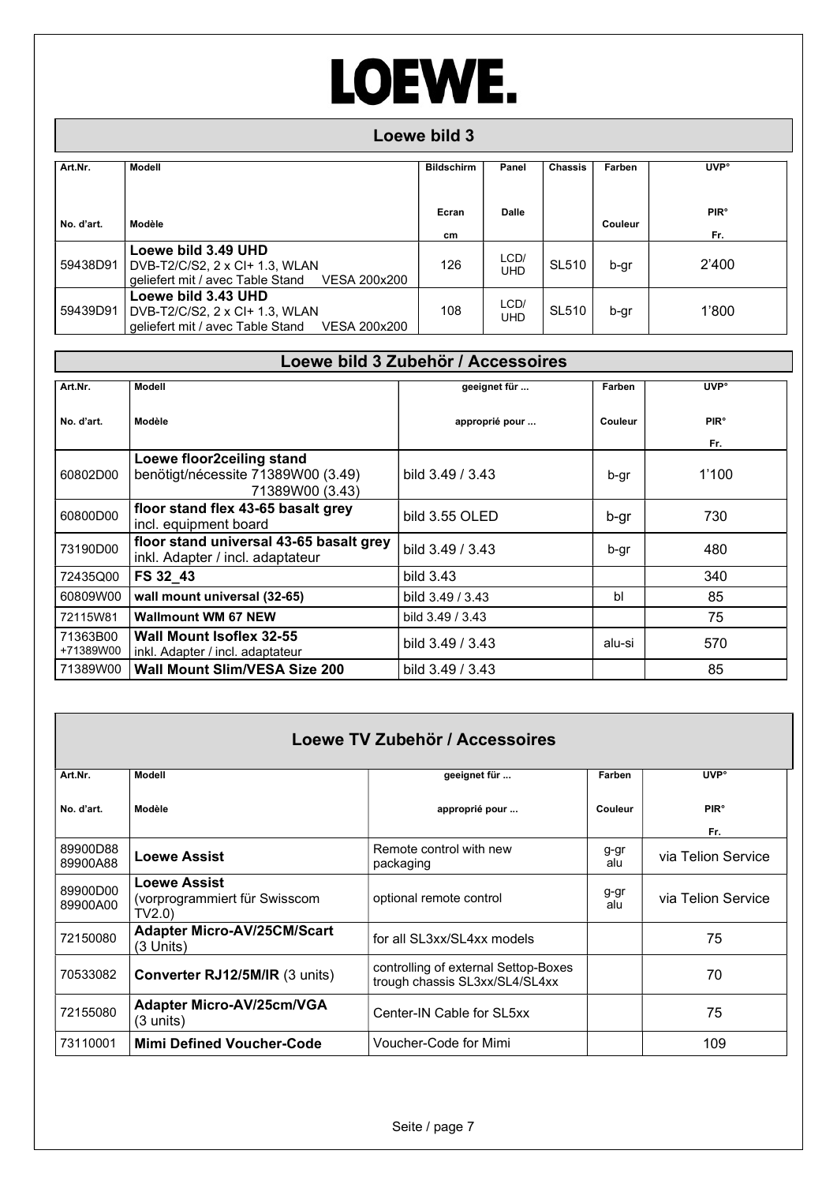# LOEWE.

## Loewe bild 3

| Art.Nr.<br>No. d'art. | Modell<br>Modèle | Bildschirm<br>Ecran<br>cm | Panel<br>Dalle | Chassis | Farben<br>Couleur | UVP°<br>PIR°<br>Fr. |
|---|---|---|---|---|---|---|
| 59438D91 | **Loewe bild 3.49 UHD**<br>DVB-T2/C/S2, 2 x CI+ 1.3, WLAN<br>geliefert mit / avec Table Stand VESA 200x200 | 126 | LCD/ UHD | SL510 | b-gr | 2'400 |
| 59439D91 | **Loewe bild 3.43 UHD**<br>DVB-T2/C/S2, 2 x CI+ 1.3, WLAN<br>geliefert mit / avec Table Stand VESA 200x200 | 108 | LCD/ UHD | SL510 | b-gr | 1'800 |

## Loewe bild 3 Zubehör / Accessoires

| Art.Nr.<br>No. d'art. | Modell<br>Modèle | geeignet für ...<br>approprié pour ... | Farben<br>Couleur | UVP°<br>PIR°<br>Fr. |
|---|---|---|---|---|
| 60802D00 | **Loewe floor2ceiling stand**<br>benötigt/nécessite 71389W00 (3.49)<br>71389W00 (3.43) | bild 3.49 / 3.43 | b-gr | 1'100 |
| 60800D00 | **floor stand flex 43-65 basalt grey**<br>incl. equipment board | bild 3.55 OLED | b-gr | 730 |
| 73190D00 | **floor stand universal 43-65 basalt grey**<br>inkl. Adapter / incl. adaptateur | bild 3.49 / 3.43 | b-gr | 480 |
| 72435Q00 | **FS 32_43** | bild 3.43 | | 340 |
| 60809W00 | **wall mount universal (32-65)** | bild 3.49 / 3.43 | bl | 85 |
| 72115W81 | **Wallmount WM 67 NEW** | bild 3.49 / 3.43 | | 75 |
| 71363B00<br>+71389W00 | **Wall Mount Isoflex 32-55**<br>inkl. Adapter / incl. adaptateur | bild 3.49 / 3.43 | alu-si | 570 |
| 71389W00 | **Wall Mount Slim/VESA Size 200** | bild 3.49 / 3.43 | | 85 |

## Loewe TV Zubehör / Accessoires

| Art.Nr.<br>No. d'art. | Modell<br>Modèle | geeignet für ...<br>approprié pour ... | Farben<br>Couleur | UVP°<br>PIR°<br>Fr. |
|---|---|---|---|---|
| 89900D88<br>89900A88 | **Loewe Assist** | Remote control with new packaging | g-gr<br>alu | via Telion Service |
| 89900D00<br>89900A00 | **Loewe Assist**<br>(vorprogrammiert für Swisscom TV2.0) | optional remote control | g-gr<br>alu | via Telion Service |
| 72150080 | **Adapter Micro-AV/25CM/Scart** (3 Units) | for all SL3xx/SL4xx models | | 75 |
| 70533082 | **Converter RJ12/5M/IR** (3 units) | controlling of external Settop-Boxes trough chassis SL3xx/SL4/SL4xx | | 70 |
| 72155080 | **Adapter Micro-AV/25cm/VGA** (3 units) | Center-IN Cable for SL5xx | | 75 |
| 73110001 | **Mimi Defined Voucher-Code** | Voucher-Code for Mimi | | 109 |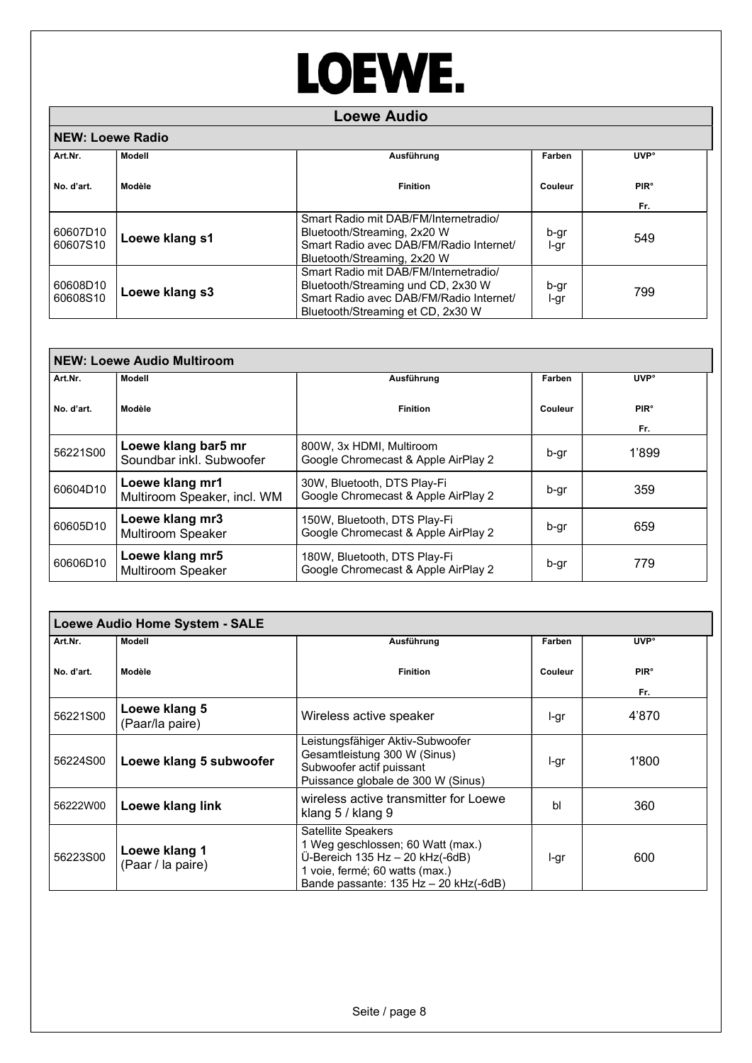# LOEWE.

## Loewe Audio

### NEW: Loewe Radio

| Art.Nr.<br>No. d'art. | Modell<br>Modèle | Ausführung<br>Finition | Farben<br>Couleur | UVP°<br>PIR°<br>Fr. |
|---|---|---|---|---|
| 60607D10<br>60607S10 | **Loewe klang s1** | Smart Radio mit DAB/FM/Internetradio/ Bluetooth/Streaming, 2x20 W<br>Smart Radio avec DAB/FM/Radio Internet/ Bluetooth/Streaming, 2x20 W | b-gr<br>l-gr | 549 |
| 60608D10<br>60608S10 | **Loewe klang s3** | Smart Radio mit DAB/FM/Internetradio/ Bluetooth/Streaming und CD, 2x30 W<br>Smart Radio avec DAB/FM/Radio Internet/ Bluetooth/Streaming et CD, 2x30 W | b-gr<br>l-gr | 799 |

### NEW: Loewe Audio Multiroom

| Art.Nr.<br>No. d'art. | Modell<br>Modèle | Ausführung<br>Finition | Farben<br>Couleur | UVP°<br>PIR°<br>Fr. |
|---|---|---|---|---|
| 56221S00 | **Loewe klang bar5 mr**<br>Soundbar inkl. Subwoofer | 800W, 3x HDMI, Multiroom<br>Google Chromecast & Apple AirPlay 2 | b-gr | 1'899 |
| 60604D10 | **Loewe klang mr1**<br>Multiroom Speaker, incl. WM | 30W, Bluetooth, DTS Play-Fi<br>Google Chromecast & Apple AirPlay 2 | b-gr | 359 |
| 60605D10 | **Loewe klang mr3**<br>Multiroom Speaker | 150W, Bluetooth, DTS Play-Fi<br>Google Chromecast & Apple AirPlay 2 | b-gr | 659 |
| 60606D10 | **Loewe klang mr5**<br>Multiroom Speaker | 180W, Bluetooth, DTS Play-Fi<br>Google Chromecast & Apple AirPlay 2 | b-gr | 779 |

### Loewe Audio Home System - SALE

| Art.Nr.<br>No. d'art. | Modell<br>Modèle | Ausführung<br>Finition | Farben<br>Couleur | UVP°<br>PIR°<br>Fr. |
|---|---|---|---|---|
| 56221S00 | **Loewe klang 5**<br>(Paar/la paire) | Wireless active speaker | l-gr | 4'870 |
| 56224S00 | **Loewe klang 5 subwoofer** | Leistungsfähiger Aktiv-Subwoofer<br>Gesamtleistung 300 W (Sinus)<br>Subwoofer actif puissant<br>Puissance globale de 300 W (Sinus) | l-gr | 1'800 |
| 56222W00 | **Loewe klang link** | wireless active transmitter for Loewe klang 5 / klang 9 | bl | 360 |
| 56223S00 | **Loewe klang 1**<br>(Paar / la paire) | Satellite Speakers<br>1 Weg geschlossen; 60 Watt (max.)<br>Ü-Bereich 135 Hz – 20 kHz(-6dB)<br>1 voie, fermé; 60 watts (max.)<br>Bande passante: 135 Hz – 20 kHz(-6dB) | l-gr | 600 |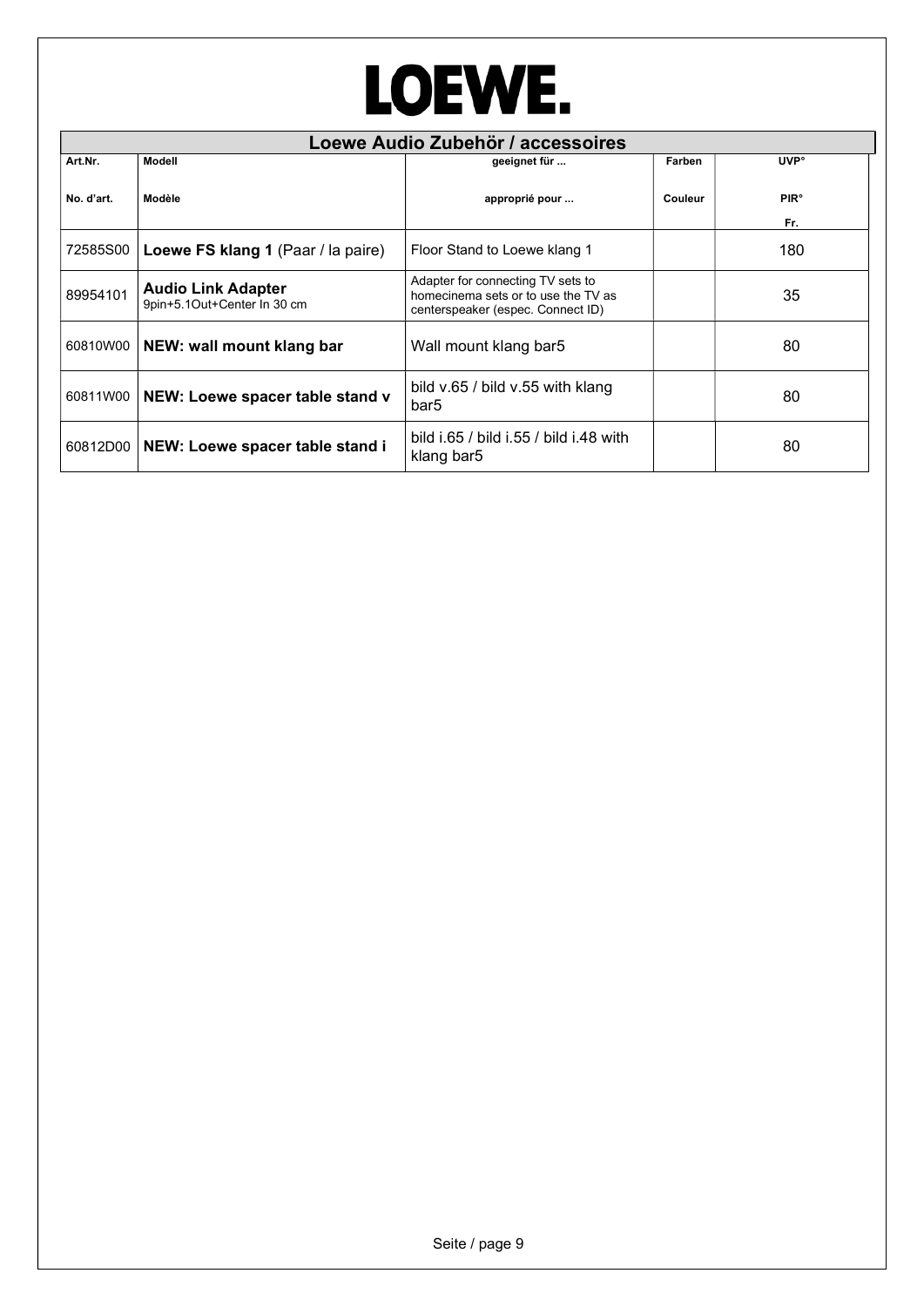# LOEWE.

## Loewe Audio Zubehör / accessoires

| Art.Nr.<br><br>No. d'art. | Modell<br><br>Modèle | geeignet für ...<br><br>approprié pour ... | Farben<br><br>Couleur | UVP°<br><br>PIR°<br><br>Fr. |
|---|---|---|---|---|
| 72585S00 | **Loewe FS klang 1** (Paar / la paire) | Floor Stand to Loewe klang 1 | | 180 |
| 89954101 | **Audio Link Adapter**<br>9pin+5.1Out+Center In 30 cm | Adapter for connecting TV sets to homecinema sets or to use the TV as centerspeaker (espec. Connect ID) | | 35 |
| 60810W00 | **NEW: wall mount klang bar** | Wall mount klang bar5 | | 80 |
| 60811W00 | **NEW: Loewe spacer table stand v** | bild v.65 / bild v.55 with klang bar5 | | 80 |
| 60812D00 | **NEW: Loewe spacer table stand i** | bild i.65 / bild i.55 / bild i.48 with klang bar5 | | 80 |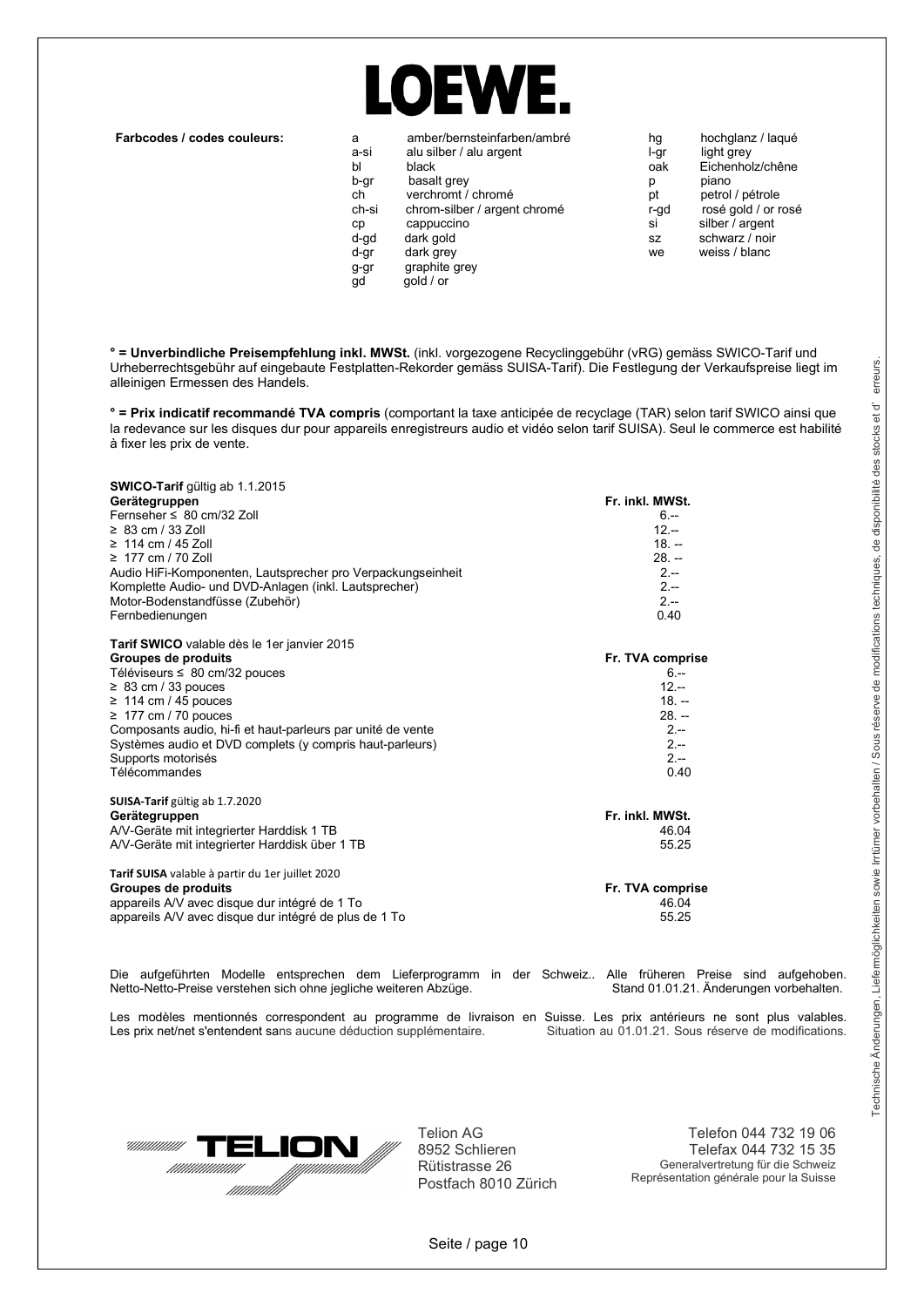# LOEWE.

**Farbcodes / codes couleurs:**

| | | | |
|---|---|---|---|
| a | amber/bernsteinfarben/ambré | hg | hochglanz / laqué |
| a-si | alu silber / alu argent | l-gr | light grey |
| bl | black | oak | Eichenholz/chêne |
| b-gr | basalt grey | p | piano |
| ch | verchromt / chromé | pt | petrol / pétrole |
| ch-si | chrom-silber / argent chromé | r-gd | rosé gold / or rosé |
| cp | cappuccino | si | silber / argent |
| d-gd | dark gold | sz | schwarz / noir |
| d-gr | dark grey | we | weiss / blanc |
| g-gr | graphite grey | | |
| gd | gold / or | | |

**° = Unverbindliche Preisempfehlung inkl. MWSt.** (inkl. vorgezogene Recyclinggebühr (vRG) gemäss SWICO-Tarif und Urheberrechtsgebühr auf eingebaute Festplatten-Rekorder gemäss SUISA-Tarif). Die Festlegung der Verkaufspreise liegt im alleinigen Ermessen des Handels.

**° = Prix indicatif recommandé TVA compris** (comportant la taxe anticipée de recyclage (TAR) selon tarif SWICO ainsi que la redevance sur les disques dur pour appareils enregistreurs audio et vidéo selon tarif SUISA). Seul le commerce est habilité à fixer les prix de vente.

**SWICO-Tarif** gültig ab 1.1.2015

| **Gerätegruppen** | **Fr. inkl. MWSt.** |
|---|---|
| Fernseher ≤ 80 cm/32 Zoll | 6.-- |
| ≥ 83 cm / 33 Zoll | 12.-- |
| ≥ 114 cm / 45 Zoll | 18. -- |
| ≥ 177 cm / 70 Zoll | 28. -- |
| Audio HiFi-Komponenten, Lautsprecher pro Verpackungseinheit | 2.-- |
| Komplette Audio- und DVD-Anlagen (inkl. Lautsprecher) | 2.-- |
| Motor-Bodenstandfüsse (Zubehör) | 2.-- |
| Fernbedienungen | 0.40 |

**Tarif SWICO** valable dès le 1er janvier 2015

| **Groupes de produits** | **Fr. TVA comprise** |
|---|---|
| Téléviseurs ≤ 80 cm/32 pouces | 6.-- |
| ≥ 83 cm / 33 pouces | 12.-- |
| ≥ 114 cm / 45 pouces | 18. -- |
| ≥ 177 cm / 70 pouces | 28. -- |
| Composants audio, hi-fi et haut-parleurs par unité de vente | 2.-- |
| Systèmes audio et DVD complets (y compris haut-parleurs) | 2.-- |
| Supports motorisés | 2.-- |
| Télécommandes | 0.40 |

**SUISA-Tarif** gültig ab 1.7.2020

| **Gerätegruppen** | **Fr. inkl. MWSt.** |
|---|---|
| A/V-Geräte mit integrierter Harddisk 1 TB | 46.04 |
| A/V-Geräte mit integrierter Harddisk über 1 TB | 55.25 |

**Tarif SUISA** valable à partir du 1er juillet 2020

| **Groupes de produits** | **Fr. TVA comprise** |
|---|---|
| appareils A/V avec disque dur intégré de 1 To | 46.04 |
| appareils A/V avec disque dur intégré de plus de 1 To | 55.25 |

Die aufgeführten Modelle entsprechen dem Lieferprogramm in der Schweiz.. Alle früheren Preise sind aufgehoben. Netto-Netto-Preise verstehen sich ohne jegliche weiteren Abzüge. Stand 01.01.21. Änderungen vorbehalten.

Les modèles mentionnés correspondent au programme de livraison en Suisse. Les prix antérieurs ne sont plus valables. Les prix net/net s'entendent sans aucune déduction supplémentaire. Situation au 01.01.21. Sous réserve de modifications.

Technische Änderungen, Liefermöglichkeiten sowie Irrtümer vorbehalten / Sous réserve de modifications techniques, de disponibilité des stocks et d' erreurs.

TELION

Telion AG
8952 Schlieren
Rütistrasse 26
Postfach 8010 Zürich

Telefon 044 732 19 06
Telefax 044 732 15 35
Generalvertretung für die Schweiz
Représentation générale pour la Suisse